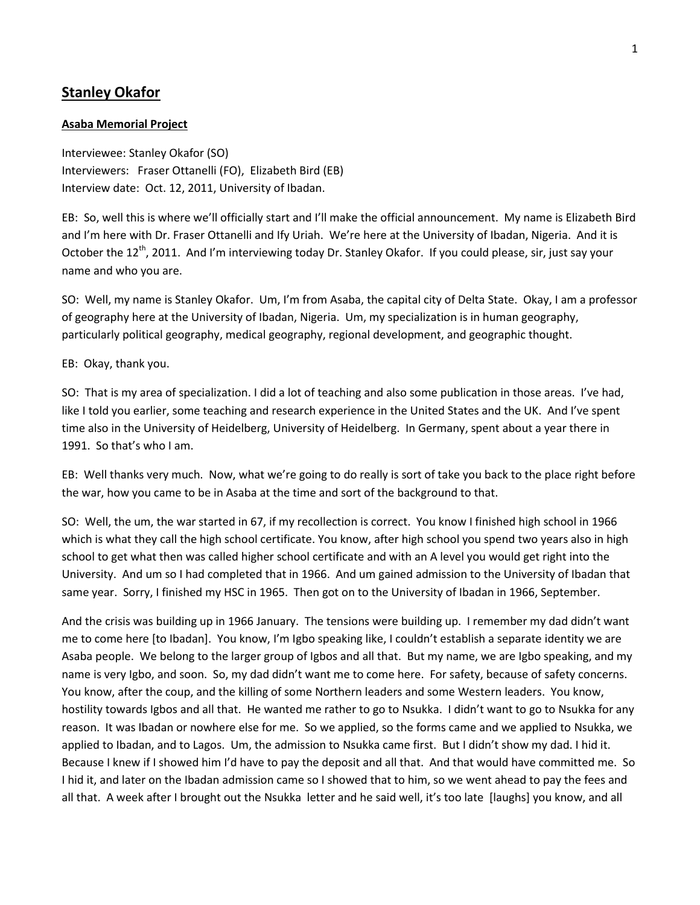# **Stanley Okafor**

**Asaba Memorial Project**

Interviewee: Stanley Okafor (SO)
Interviewers: Fraser Ottanelli (FO), Elizabeth Bird (EB)
Interview date: Oct. 12, 2011, University of Ibadan.

EB: So, well this is where we'll officially start and I'll make the official announcement. My name is Elizabeth Bird and I'm here with Dr. Fraser Ottanelli and Ify Uriah. We're here at the University of Ibadan, Nigeria. And it is October the 12th, 2011. And I'm interviewing today Dr. Stanley Okafor. If you could please, sir, just say your name and who you are.

SO: Well, my name is Stanley Okafor. Um, I'm from Asaba, the capital city of Delta State. Okay, I am a professor of geography here at the University of Ibadan, Nigeria. Um, my specialization is in human geography, particularly political geography, medical geography, regional development, and geographic thought.

EB: Okay, thank you.

SO: That is my area of specialization. I did a lot of teaching and also some publication in those areas. I've had, like I told you earlier, some teaching and research experience in the United States and the UK. And I've spent time also in the University of Heidelberg, University of Heidelberg. In Germany, spent about a year there in 1991. So that's who I am.

EB: Well thanks very much. Now, what we're going to do really is sort of take you back to the place right before the war, how you came to be in Asaba at the time and sort of the background to that.

SO: Well, the um, the war started in 67, if my recollection is correct. You know I finished high school in 1966 which is what they call the high school certificate. You know, after high school you spend two years also in high school to get what then was called higher school certificate and with an A level you would get right into the University. And um so I had completed that in 1966. And um gained admission to the University of Ibadan that same year. Sorry, I finished my HSC in 1965. Then got on to the University of Ibadan in 1966, September.

And the crisis was building up in 1966 January. The tensions were building up. I remember my dad didn't want me to come here [to Ibadan]. You know, I'm Igbo speaking like, I couldn't establish a separate identity we are Asaba people. We belong to the larger group of Igbos and all that. But my name, we are Igbo speaking, and my name is very Igbo, and soon. So, my dad didn't want me to come here. For safety, because of safety concerns. You know, after the coup, and the killing of some Northern leaders and some Western leaders. You know, hostility towards Igbos and all that. He wanted me rather to go to Nsukka. I didn't want to go to Nsukka for any reason. It was Ibadan or nowhere else for me. So we applied, so the forms came and we applied to Nsukka, we applied to Ibadan, and to Lagos. Um, the admission to Nsukka came first. But I didn't show my dad. I hid it. Because I knew if I showed him I'd have to pay the deposit and all that. And that would have committed me. So I hid it, and later on the Ibadan admission came so I showed that to him, so we went ahead to pay the fees and all that. A week after I brought out the Nsukka letter and he said well, it's too late [laughs] you know, and all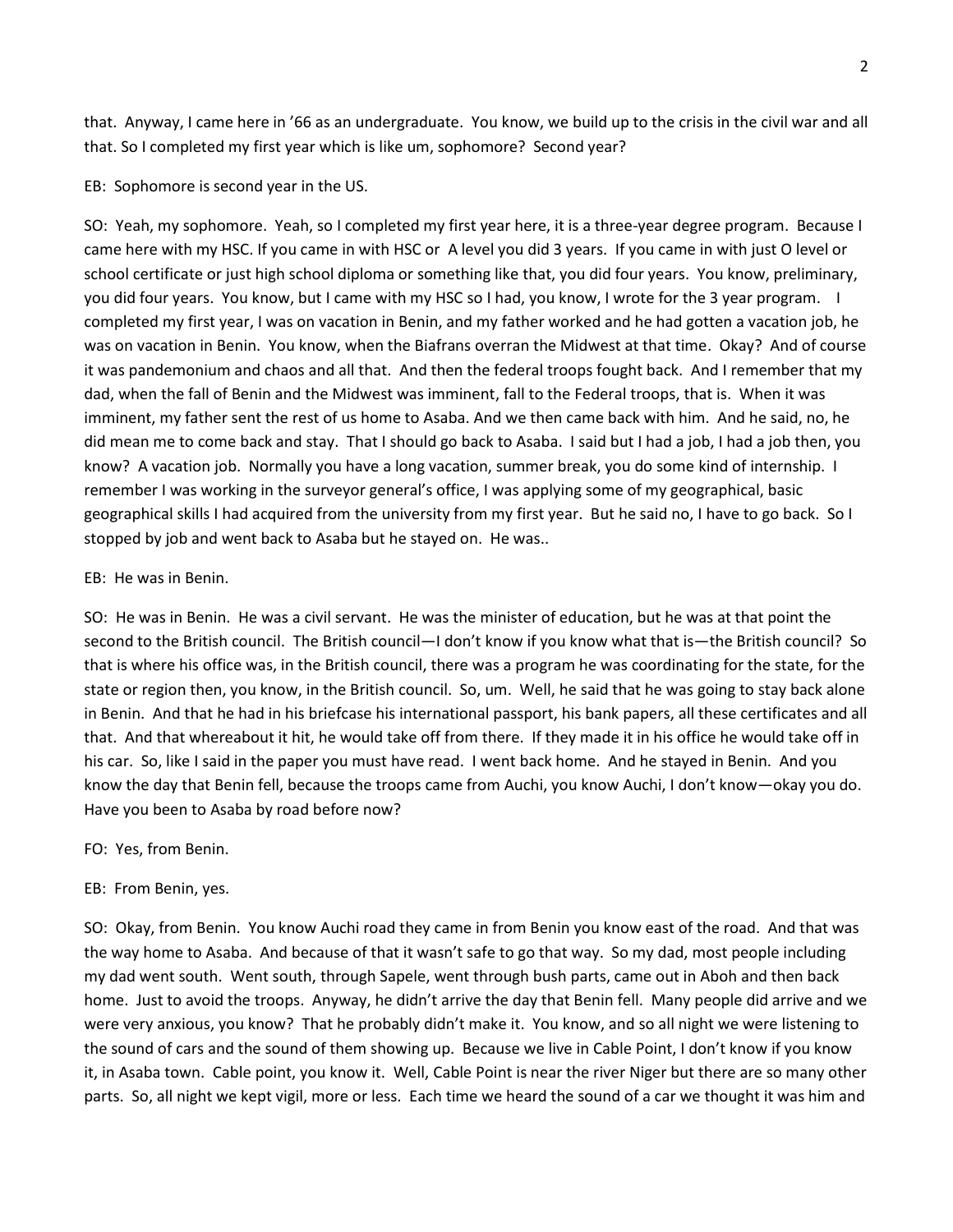that. Anyway, I came here in '66 as an undergraduate. You know, we build up to the crisis in the civil war and all that. So I completed my first year which is like um, sophomore? Second year?

EB: Sophomore is second year in the US.

SO: Yeah, my sophomore. Yeah, so I completed my first year here, it is a three-year degree program. Because I came here with my HSC. If you came in with HSC or A level you did 3 years. If you came in with just O level or school certificate or just high school diploma or something like that, you did four years. You know, preliminary, you did four years. You know, but I came with my HSC so I had, you know, I wrote for the 3 year program. I completed my first year, I was on vacation in Benin, and my father worked and he had gotten a vacation job, he was on vacation in Benin. You know, when the Biafrans overran the Midwest at that time. Okay? And of course it was pandemonium and chaos and all that. And then the federal troops fought back. And I remember that my dad, when the fall of Benin and the Midwest was imminent, fall to the Federal troops, that is. When it was imminent, my father sent the rest of us home to Asaba. And we then came back with him. And he said, no, he did mean me to come back and stay. That I should go back to Asaba. I said but I had a job, I had a job then, you know? A vacation job. Normally you have a long vacation, summer break, you do some kind of internship. I remember I was working in the surveyor general's office, I was applying some of my geographical, basic geographical skills I had acquired from the university from my first year. But he said no, I have to go back. So I stopped by job and went back to Asaba but he stayed on. He was..

EB: He was in Benin.

SO: He was in Benin. He was a civil servant. He was the minister of education, but he was at that point the second to the British council. The British council—I don't know if you know what that is—the British council? So that is where his office was, in the British council, there was a program he was coordinating for the state, for the state or region then, you know, in the British council. So, um. Well, he said that he was going to stay back alone in Benin. And that he had in his briefcase his international passport, his bank papers, all these certificates and all that. And that whereabout it hit, he would take off from there. If they made it in his office he would take off in his car. So, like I said in the paper you must have read. I went back home. And he stayed in Benin. And you know the day that Benin fell, because the troops came from Auchi, you know Auchi, I don't know—okay you do. Have you been to Asaba by road before now?

FO: Yes, from Benin.

EB: From Benin, yes.

SO: Okay, from Benin. You know Auchi road they came in from Benin you know east of the road. And that was the way home to Asaba. And because of that it wasn't safe to go that way. So my dad, most people including my dad went south. Went south, through Sapele, went through bush parts, came out in Aboh and then back home. Just to avoid the troops. Anyway, he didn't arrive the day that Benin fell. Many people did arrive and we were very anxious, you know? That he probably didn't make it. You know, and so all night we were listening to the sound of cars and the sound of them showing up. Because we live in Cable Point, I don't know if you know it, in Asaba town. Cable point, you know it. Well, Cable Point is near the river Niger but there are so many other parts. So, all night we kept vigil, more or less. Each time we heard the sound of a car we thought it was him and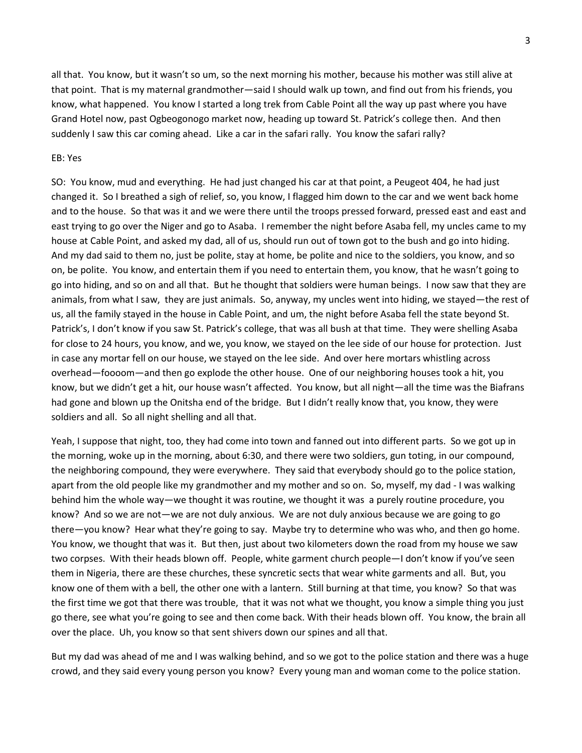all that. You know, but it wasn't so um, so the next morning his mother, because his mother was still alive at that point. That is my maternal grandmother—said I should walk up town, and find out from his friends, you know, what happened. You know I started a long trek from Cable Point all the way up past where you have Grand Hotel now, past Ogbeogonogo market now, heading up toward St. Patrick's college then. And then suddenly I saw this car coming ahead. Like a car in the safari rally. You know the safari rally?

EB: Yes

SO: You know, mud and everything. He had just changed his car at that point, a Peugeot 404, he had just changed it. So I breathed a sigh of relief, so, you know, I flagged him down to the car and we went back home and to the house. So that was it and we were there until the troops pressed forward, pressed east and east and east trying to go over the Niger and go to Asaba. I remember the night before Asaba fell, my uncles came to my house at Cable Point, and asked my dad, all of us, should run out of town got to the bush and go into hiding. And my dad said to them no, just be polite, stay at home, be polite and nice to the soldiers, you know, and so on, be polite. You know, and entertain them if you need to entertain them, you know, that he wasn't going to go into hiding, and so on and all that. But he thought that soldiers were human beings. I now saw that they are animals, from what I saw, they are just animals. So, anyway, my uncles went into hiding, we stayed—the rest of us, all the family stayed in the house in Cable Point, and um, the night before Asaba fell the state beyond St. Patrick's, I don't know if you saw St. Patrick's college, that was all bush at that time. They were shelling Asaba for close to 24 hours, you know, and we, you know, we stayed on the lee side of our house for protection. Just in case any mortar fell on our house, we stayed on the lee side. And over here mortars whistling across overhead—foooom—and then go explode the other house. One of our neighboring houses took a hit, you know, but we didn't get a hit, our house wasn't affected. You know, but all night—all the time was the Biafrans had gone and blown up the Onitsha end of the bridge. But I didn't really know that, you know, they were soldiers and all. So all night shelling and all that.

Yeah, I suppose that night, too, they had come into town and fanned out into different parts. So we got up in the morning, woke up in the morning, about 6:30, and there were two soldiers, gun toting, in our compound, the neighboring compound, they were everywhere. They said that everybody should go to the police station, apart from the old people like my grandmother and my mother and so on. So, myself, my dad - I was walking behind him the whole way—we thought it was routine, we thought it was a purely routine procedure, you know? And so we are not—we are not duly anxious. We are not duly anxious because we are going to go there—you know? Hear what they're going to say. Maybe try to determine who was who, and then go home. You know, we thought that was it. But then, just about two kilometers down the road from my house we saw two corpses. With their heads blown off. People, white garment church people—I don't know if you've seen them in Nigeria, there are these churches, these syncretic sects that wear white garments and all. But, you know one of them with a bell, the other one with a lantern. Still burning at that time, you know? So that was the first time we got that there was trouble, that it was not what we thought, you know a simple thing you just go there, see what you're going to see and then come back. With their heads blown off. You know, the brain all over the place. Uh, you know so that sent shivers down our spines and all that.

But my dad was ahead of me and I was walking behind, and so we got to the police station and there was a huge crowd, and they said every young person you know? Every young man and woman come to the police station.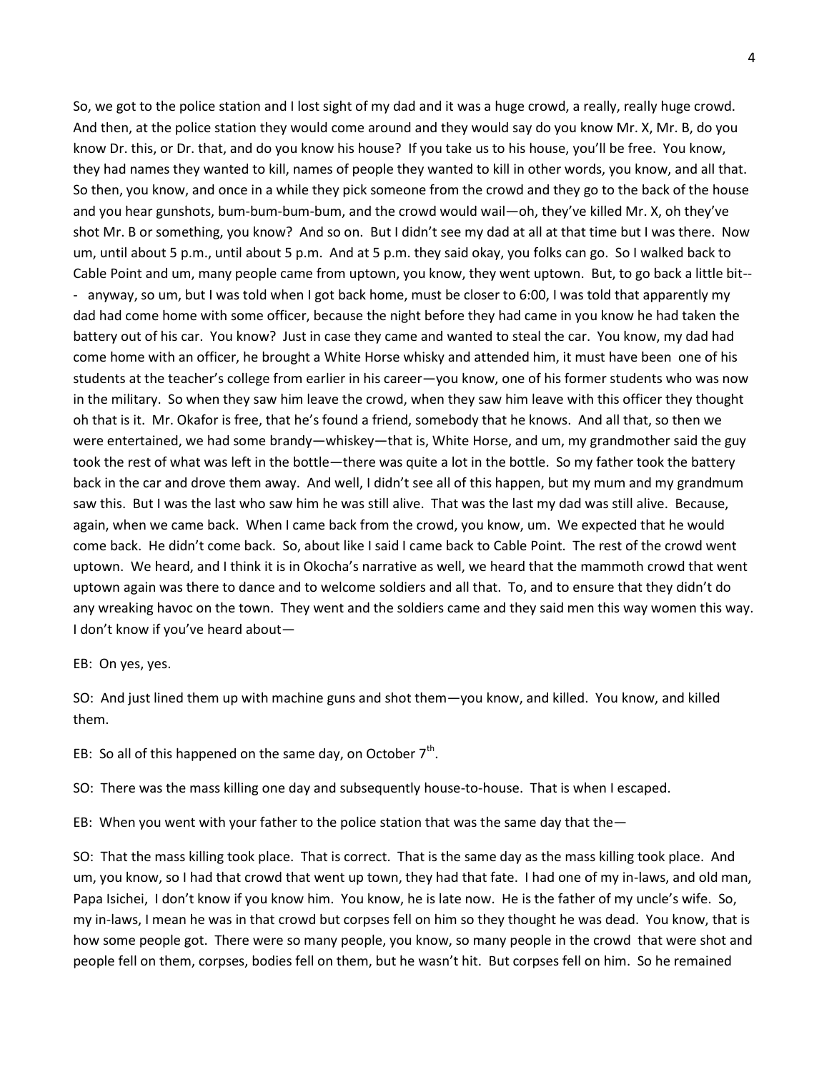So, we got to the police station and I lost sight of my dad and it was a huge crowd, a really, really huge crowd. And then, at the police station they would come around and they would say do you know Mr. X, Mr. B, do you know Dr. this, or Dr. that, and do you know his house? If you take us to his house, you'll be free. You know, they had names they wanted to kill, names of people they wanted to kill in other words, you know, and all that. So then, you know, and once in a while they pick someone from the crowd and they go to the back of the house and you hear gunshots, bum-bum-bum-bum, and the crowd would wail—oh, they've killed Mr. X, oh they've shot Mr. B or something, you know? And so on. But I didn't see my dad at all at that time but I was there. Now um, until about 5 p.m., until about 5 p.m. And at 5 p.m. they said okay, you folks can go. So I walked back to Cable Point and um, many people came from uptown, you know, they went uptown. But, to go back a little bit--- anyway, so um, but I was told when I got back home, must be closer to 6:00, I was told that apparently my dad had come home with some officer, because the night before they had came in you know he had taken the battery out of his car. You know? Just in case they came and wanted to steal the car. You know, my dad had come home with an officer, he brought a White Horse whisky and attended him, it must have been one of his students at the teacher's college from earlier in his career—you know, one of his former students who was now in the military. So when they saw him leave the crowd, when they saw him leave with this officer they thought oh that is it. Mr. Okafor is free, that he's found a friend, somebody that he knows. And all that, so then we were entertained, we had some brandy—whiskey—that is, White Horse, and um, my grandmother said the guy took the rest of what was left in the bottle—there was quite a lot in the bottle. So my father took the battery back in the car and drove them away. And well, I didn't see all of this happen, but my mum and my grandmum saw this. But I was the last who saw him he was still alive. That was the last my dad was still alive. Because, again, when we came back. When I came back from the crowd, you know, um. We expected that he would come back. He didn't come back. So, about like I said I came back to Cable Point. The rest of the crowd went uptown. We heard, and I think it is in Okocha's narrative as well, we heard that the mammoth crowd that went uptown again was there to dance and to welcome soldiers and all that. To, and to ensure that they didn't do any wreaking havoc on the town. They went and the soldiers came and they said men this way women this way. I don't know if you've heard about—

EB: On yes, yes.

SO: And just lined them up with machine guns and shot them—you know, and killed. You know, and killed them.

EB: So all of this happened on the same day, on October 7th.

SO: There was the mass killing one day and subsequently house-to-house. That is when I escaped.

EB: When you went with your father to the police station that was the same day that the—

SO: That the mass killing took place. That is correct. That is the same day as the mass killing took place. And um, you know, so I had that crowd that went up town, they had that fate. I had one of my in-laws, and old man, Papa Isichei, I don't know if you know him. You know, he is late now. He is the father of my uncle's wife. So, my in-laws, I mean he was in that crowd but corpses fell on him so they thought he was dead. You know, that is how some people got. There were so many people, you know, so many people in the crowd that were shot and people fell on them, corpses, bodies fell on them, but he wasn't hit. But corpses fell on him. So he remained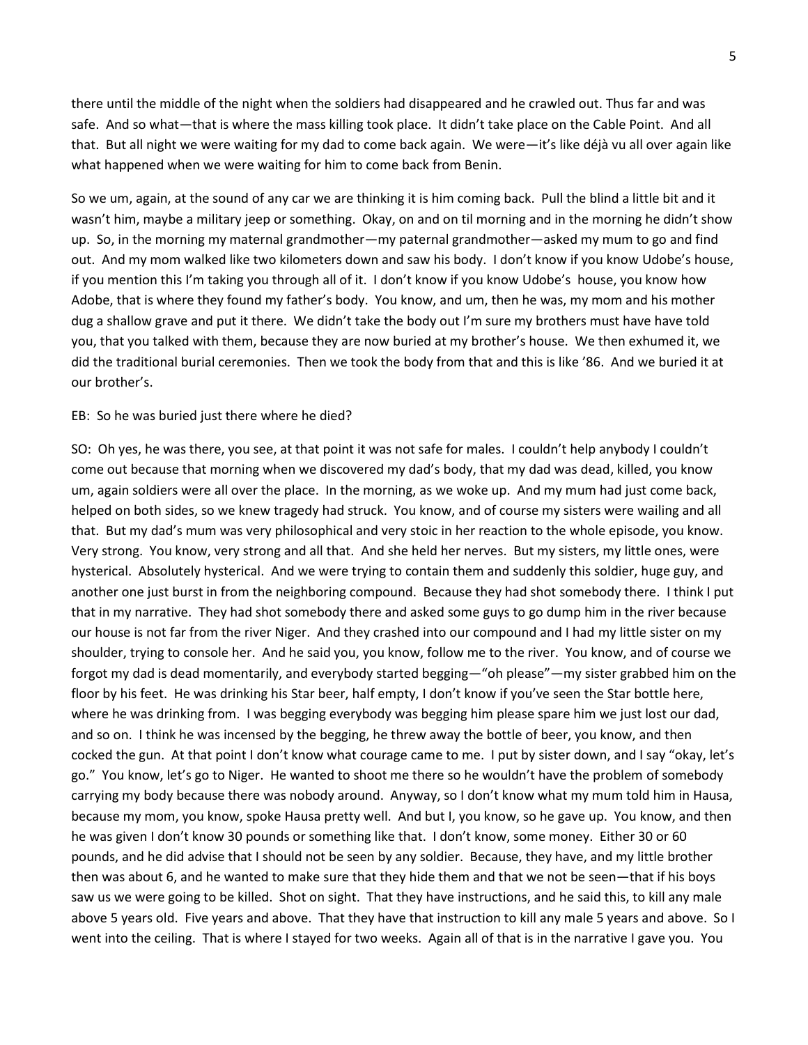there until the middle of the night when the soldiers had disappeared and he crawled out. Thus far and was safe. And so what—that is where the mass killing took place. It didn't take place on the Cable Point. And all that. But all night we were waiting for my dad to come back again. We were—it's like déjà vu all over again like what happened when we were waiting for him to come back from Benin.

So we um, again, at the sound of any car we are thinking it is him coming back. Pull the blind a little bit and it wasn't him, maybe a military jeep or something. Okay, on and on til morning and in the morning he didn't show up. So, in the morning my maternal grandmother—my paternal grandmother—asked my mum to go and find out. And my mom walked like two kilometers down and saw his body. I don't know if you know Udobe's house, if you mention this I'm taking you through all of it. I don't know if you know Udobe's house, you know how Adobe, that is where they found my father's body. You know, and um, then he was, my mom and his mother dug a shallow grave and put it there. We didn't take the body out I'm sure my brothers must have have told you, that you talked with them, because they are now buried at my brother's house. We then exhumed it, we did the traditional burial ceremonies. Then we took the body from that and this is like '86. And we buried it at our brother's.

EB: So he was buried just there where he died?

SO: Oh yes, he was there, you see, at that point it was not safe for males. I couldn't help anybody I couldn't come out because that morning when we discovered my dad's body, that my dad was dead, killed, you know um, again soldiers were all over the place. In the morning, as we woke up. And my mum had just come back, helped on both sides, so we knew tragedy had struck. You know, and of course my sisters were wailing and all that. But my dad's mum was very philosophical and very stoic in her reaction to the whole episode, you know. Very strong. You know, very strong and all that. And she held her nerves. But my sisters, my little ones, were hysterical. Absolutely hysterical. And we were trying to contain them and suddenly this soldier, huge guy, and another one just burst in from the neighboring compound. Because they had shot somebody there. I think I put that in my narrative. They had shot somebody there and asked some guys to go dump him in the river because our house is not far from the river Niger. And they crashed into our compound and I had my little sister on my shoulder, trying to console her. And he said you, you know, follow me to the river. You know, and of course we forgot my dad is dead momentarily, and everybody started begging—"oh please"—my sister grabbed him on the floor by his feet. He was drinking his Star beer, half empty, I don't know if you've seen the Star bottle here, where he was drinking from. I was begging everybody was begging him please spare him we just lost our dad, and so on. I think he was incensed by the begging, he threw away the bottle of beer, you know, and then cocked the gun. At that point I don't know what courage came to me. I put by sister down, and I say "okay, let's go." You know, let's go to Niger. He wanted to shoot me there so he wouldn't have the problem of somebody carrying my body because there was nobody around. Anyway, so I don't know what my mum told him in Hausa, because my mom, you know, spoke Hausa pretty well. And but I, you know, so he gave up. You know, and then he was given I don't know 30 pounds or something like that. I don't know, some money. Either 30 or 60 pounds, and he did advise that I should not be seen by any soldier. Because, they have, and my little brother then was about 6, and he wanted to make sure that they hide them and that we not be seen—that if his boys saw us we were going to be killed. Shot on sight. That they have instructions, and he said this, to kill any male above 5 years old. Five years and above. That they have that instruction to kill any male 5 years and above. So I went into the ceiling. That is where I stayed for two weeks. Again all of that is in the narrative I gave you. You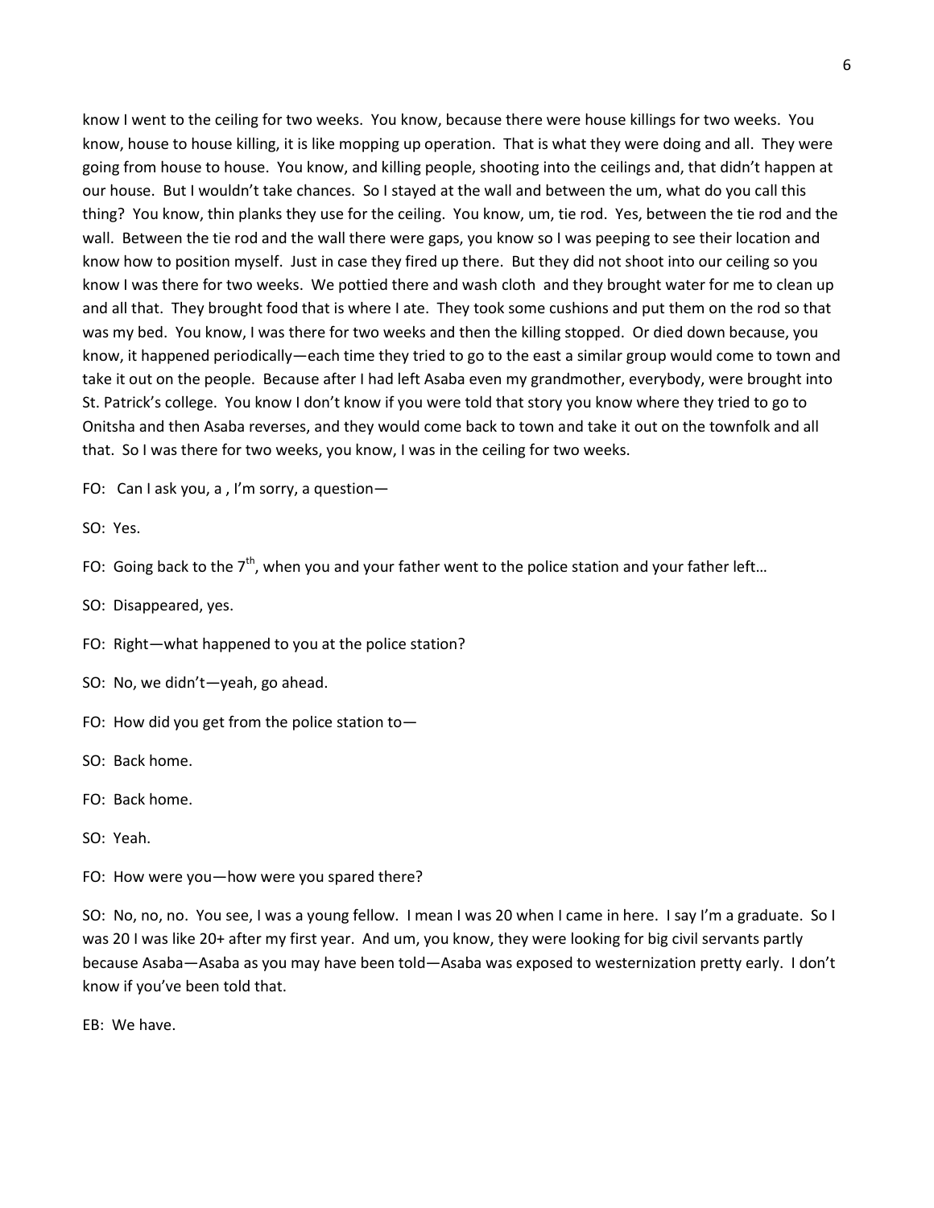know I went to the ceiling for two weeks. You know, because there were house killings for two weeks. You know, house to house killing, it is like mopping up operation. That is what they were doing and all. They were going from house to house. You know, and killing people, shooting into the ceilings and, that didn't happen at our house. But I wouldn't take chances. So I stayed at the wall and between the um, what do you call this thing? You know, thin planks they use for the ceiling. You know, um, tie rod. Yes, between the tie rod and the wall. Between the tie rod and the wall there were gaps, you know so I was peeping to see their location and know how to position myself. Just in case they fired up there. But they did not shoot into our ceiling so you know I was there for two weeks. We pottied there and wash cloth and they brought water for me to clean up and all that. They brought food that is where I ate. They took some cushions and put them on the rod so that was my bed. You know, I was there for two weeks and then the killing stopped. Or died down because, you know, it happened periodically—each time they tried to go to the east a similar group would come to town and take it out on the people. Because after I had left Asaba even my grandmother, everybody, were brought into St. Patrick's college. You know I don't know if you were told that story you know where they tried to go to Onitsha and then Asaba reverses, and they would come back to town and take it out on the townfolk and all that. So I was there for two weeks, you know, I was in the ceiling for two weeks.

FO: Can I ask you, a , I'm sorry, a question—

SO: Yes.

FO: Going back to the 7th, when you and your father went to the police station and your father left…

SO: Disappeared, yes.

FO: Right—what happened to you at the police station?

SO: No, we didn't—yeah, go ahead.

FO: How did you get from the police station to—

SO: Back home.

FO: Back home.

SO: Yeah.

FO: How were you—how were you spared there?

SO: No, no, no. You see, I was a young fellow. I mean I was 20 when I came in here. I say I'm a graduate. So I was 20 I was like 20+ after my first year. And um, you know, they were looking for big civil servants partly because Asaba—Asaba as you may have been told—Asaba was exposed to westernization pretty early. I don't know if you've been told that.

EB: We have.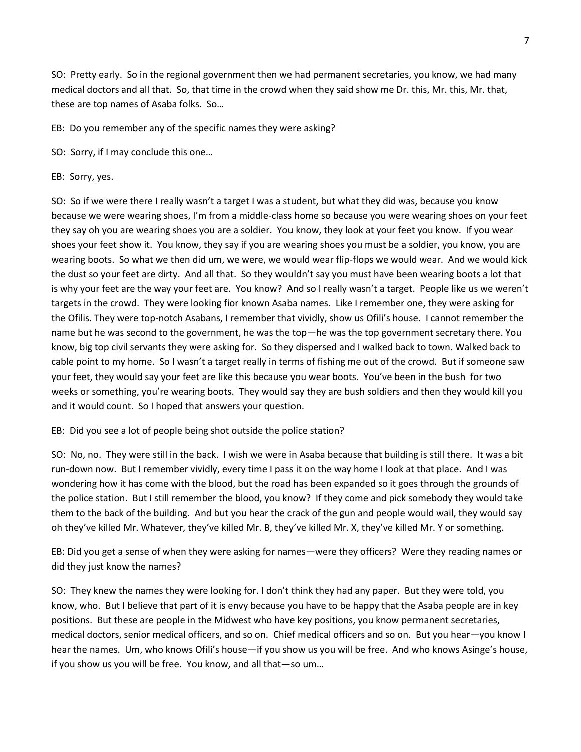SO: Pretty early. So in the regional government then we had permanent secretaries, you know, we had many medical doctors and all that. So, that time in the crowd when they said show me Dr. this, Mr. this, Mr. that, these are top names of Asaba folks. So…

EB: Do you remember any of the specific names they were asking?

SO: Sorry, if I may conclude this one…

EB: Sorry, yes.

SO: So if we were there I really wasn't a target I was a student, but what they did was, because you know because we were wearing shoes, I'm from a middle-class home so because you were wearing shoes on your feet they say oh you are wearing shoes you are a soldier. You know, they look at your feet you know. If you wear shoes your feet show it. You know, they say if you are wearing shoes you must be a soldier, you know, you are wearing boots. So what we then did um, we were, we would wear flip-flops we would wear. And we would kick the dust so your feet are dirty. And all that. So they wouldn't say you must have been wearing boots a lot that is why your feet are the way your feet are. You know? And so I really wasn't a target. People like us we weren't targets in the crowd. They were looking fior known Asaba names. Like I remember one, they were asking for the Ofilis. They were top-notch Asabans, I remember that vividly, show us Ofili's house. I cannot remember the name but he was second to the government, he was the top—he was the top government secretary there. You know, big top civil servants they were asking for. So they dispersed and I walked back to town. Walked back to cable point to my home. So I wasn't a target really in terms of fishing me out of the crowd. But if someone saw your feet, they would say your feet are like this because you wear boots. You've been in the bush for two weeks or something, you're wearing boots. They would say they are bush soldiers and then they would kill you and it would count. So I hoped that answers your question.

EB: Did you see a lot of people being shot outside the police station?

SO: No, no. They were still in the back. I wish we were in Asaba because that building is still there. It was a bit run-down now. But I remember vividly, every time I pass it on the way home I look at that place. And I was wondering how it has come with the blood, but the road has been expanded so it goes through the grounds of the police station. But I still remember the blood, you know? If they come and pick somebody they would take them to the back of the building. And but you hear the crack of the gun and people would wail, they would say oh they've killed Mr. Whatever, they've killed Mr. B, they've killed Mr. X, they've killed Mr. Y or something.

EB: Did you get a sense of when they were asking for names—were they officers? Were they reading names or did they just know the names?

SO: They knew the names they were looking for. I don't think they had any paper. But they were told, you know, who. But I believe that part of it is envy because you have to be happy that the Asaba people are in key positions. But these are people in the Midwest who have key positions, you know permanent secretaries, medical doctors, senior medical officers, and so on. Chief medical officers and so on. But you hear—you know I hear the names. Um, who knows Ofili's house—if you show us you will be free. And who knows Asinge's house, if you show us you will be free. You know, and all that—so um…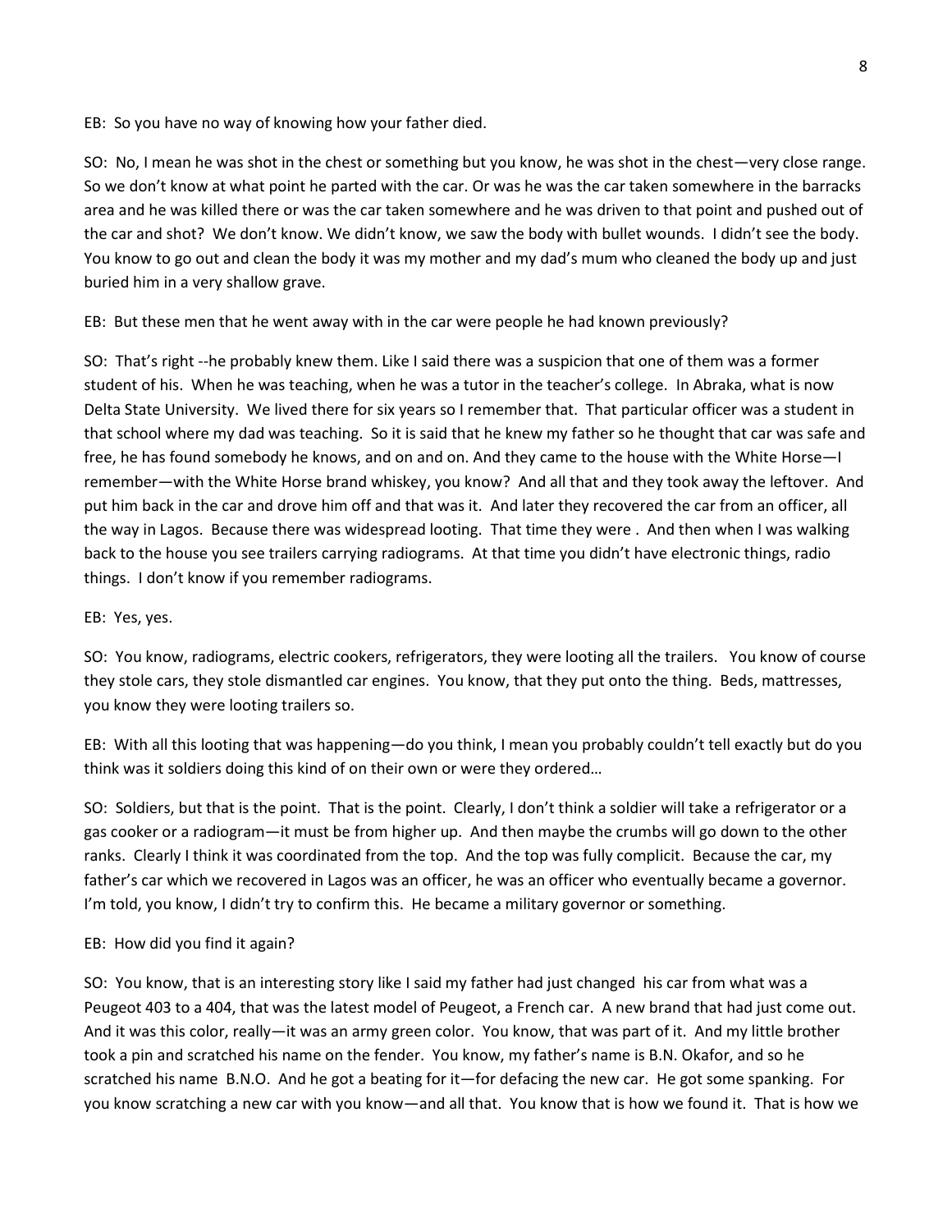EB: So you have no way of knowing how your father died.

SO: No, I mean he was shot in the chest or something but you know, he was shot in the chest—very close range. So we don't know at what point he parted with the car. Or was he was the car taken somewhere in the barracks area and he was killed there or was the car taken somewhere and he was driven to that point and pushed out of the car and shot? We don't know. We didn't know, we saw the body with bullet wounds. I didn't see the body. You know to go out and clean the body it was my mother and my dad's mum who cleaned the body up and just buried him in a very shallow grave.

EB: But these men that he went away with in the car were people he had known previously?

SO: That's right --he probably knew them. Like I said there was a suspicion that one of them was a former student of his. When he was teaching, when he was a tutor in the teacher's college. In Abraka, what is now Delta State University. We lived there for six years so I remember that. That particular officer was a student in that school where my dad was teaching. So it is said that he knew my father so he thought that car was safe and free, he has found somebody he knows, and on and on. And they came to the house with the White Horse—I remember—with the White Horse brand whiskey, you know? And all that and they took away the leftover. And put him back in the car and drove him off and that was it. And later they recovered the car from an officer, all the way in Lagos. Because there was widespread looting. That time they were . And then when I was walking back to the house you see trailers carrying radiograms. At that time you didn't have electronic things, radio things. I don't know if you remember radiograms.

EB: Yes, yes.

SO: You know, radiograms, electric cookers, refrigerators, they were looting all the trailers. You know of course they stole cars, they stole dismantled car engines. You know, that they put onto the thing. Beds, mattresses, you know they were looting trailers so.

EB: With all this looting that was happening—do you think, I mean you probably couldn't tell exactly but do you think was it soldiers doing this kind of on their own or were they ordered…

SO: Soldiers, but that is the point. That is the point. Clearly, I don't think a soldier will take a refrigerator or a gas cooker or a radiogram—it must be from higher up. And then maybe the crumbs will go down to the other ranks. Clearly I think it was coordinated from the top. And the top was fully complicit. Because the car, my father's car which we recovered in Lagos was an officer, he was an officer who eventually became a governor. I'm told, you know, I didn't try to confirm this. He became a military governor or something.

EB: How did you find it again?

SO: You know, that is an interesting story like I said my father had just changed his car from what was a Peugeot 403 to a 404, that was the latest model of Peugeot, a French car. A new brand that had just come out. And it was this color, really—it was an army green color. You know, that was part of it. And my little brother took a pin and scratched his name on the fender. You know, my father's name is B.N. Okafor, and so he scratched his name B.N.O. And he got a beating for it—for defacing the new car. He got some spanking. For you know scratching a new car with you know—and all that. You know that is how we found it. That is how we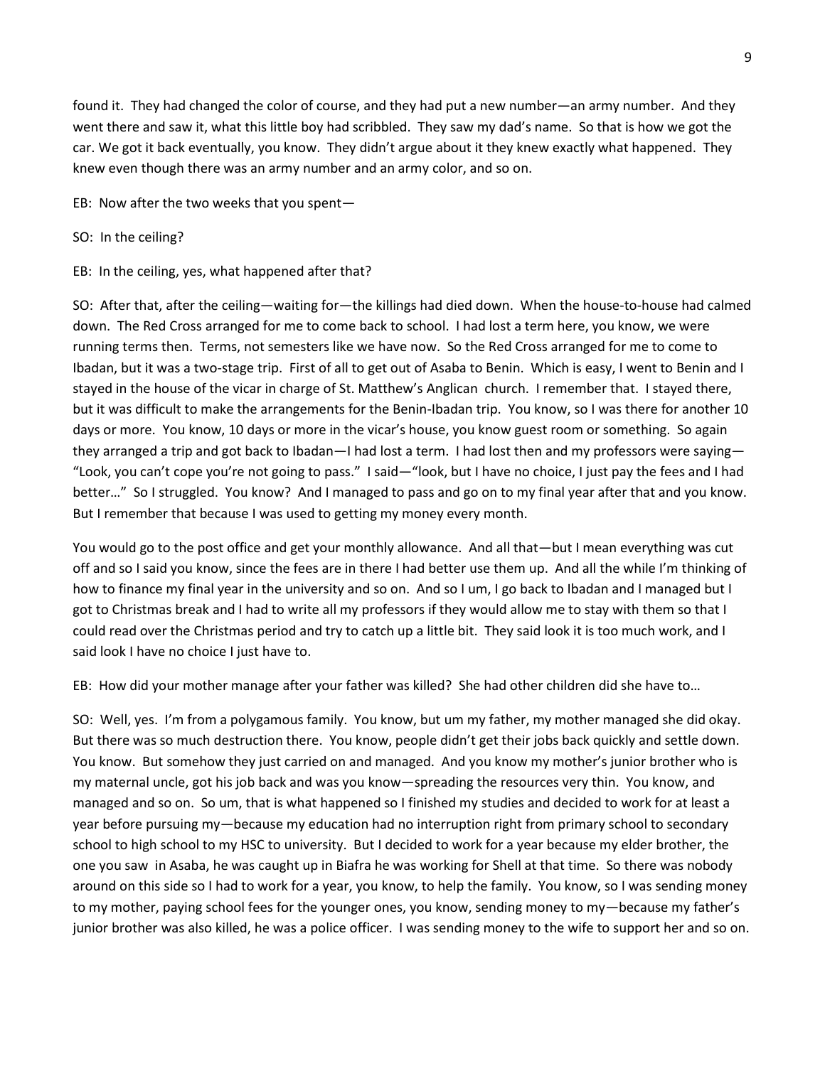found it. They had changed the color of course, and they had put a new number—an army number. And they went there and saw it, what this little boy had scribbled. They saw my dad's name. So that is how we got the car. We got it back eventually, you know. They didn't argue about it they knew exactly what happened. They knew even though there was an army number and an army color, and so on.

EB: Now after the two weeks that you spent—

SO: In the ceiling?

EB: In the ceiling, yes, what happened after that?

SO: After that, after the ceiling—waiting for—the killings had died down. When the house-to-house had calmed down. The Red Cross arranged for me to come back to school. I had lost a term here, you know, we were running terms then. Terms, not semesters like we have now. So the Red Cross arranged for me to come to Ibadan, but it was a two-stage trip. First of all to get out of Asaba to Benin. Which is easy, I went to Benin and I stayed in the house of the vicar in charge of St. Matthew's Anglican church. I remember that. I stayed there, but it was difficult to make the arrangements for the Benin-Ibadan trip. You know, so I was there for another 10 days or more. You know, 10 days or more in the vicar's house, you know guest room or something. So again they arranged a trip and got back to Ibadan—I had lost a term. I had lost then and my professors were saying—"Look, you can't cope you're not going to pass." I said—"look, but I have no choice, I just pay the fees and I had better…" So I struggled. You know? And I managed to pass and go on to my final year after that and you know. But I remember that because I was used to getting my money every month.

You would go to the post office and get your monthly allowance. And all that—but I mean everything was cut off and so I said you know, since the fees are in there I had better use them up. And all the while I'm thinking of how to finance my final year in the university and so on. And so I um, I go back to Ibadan and I managed but I got to Christmas break and I had to write all my professors if they would allow me to stay with them so that I could read over the Christmas period and try to catch up a little bit. They said look it is too much work, and I said look I have no choice I just have to.

EB: How did your mother manage after your father was killed? She had other children did she have to…

SO: Well, yes. I'm from a polygamous family. You know, but um my father, my mother managed she did okay. But there was so much destruction there. You know, people didn't get their jobs back quickly and settle down. You know. But somehow they just carried on and managed. And you know my mother's junior brother who is my maternal uncle, got his job back and was you know—spreading the resources very thin. You know, and managed and so on. So um, that is what happened so I finished my studies and decided to work for at least a year before pursuing my—because my education had no interruption right from primary school to secondary school to high school to my HSC to university. But I decided to work for a year because my elder brother, the one you saw in Asaba, he was caught up in Biafra he was working for Shell at that time. So there was nobody around on this side so I had to work for a year, you know, to help the family. You know, so I was sending money to my mother, paying school fees for the younger ones, you know, sending money to my—because my father's junior brother was also killed, he was a police officer. I was sending money to the wife to support her and so on.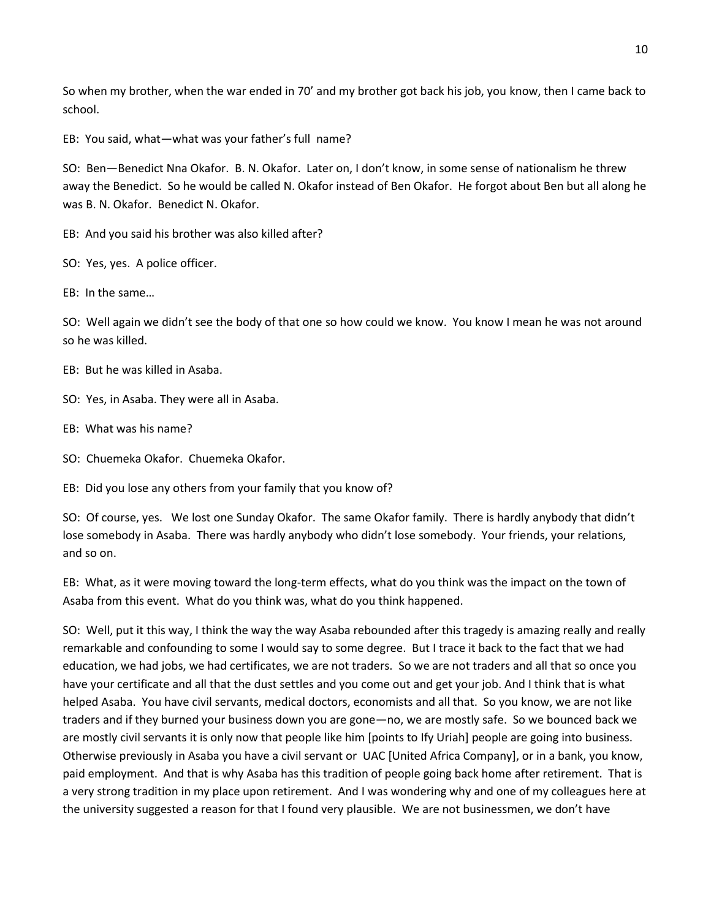So when my brother, when the war ended in 70' and my brother got back his job, you know, then I came back to school.

EB: You said, what—what was your father's full name?

SO: Ben—Benedict Nna Okafor. B. N. Okafor. Later on, I don't know, in some sense of nationalism he threw away the Benedict. So he would be called N. Okafor instead of Ben Okafor. He forgot about Ben but all along he was B. N. Okafor. Benedict N. Okafor.

EB: And you said his brother was also killed after?

SO: Yes, yes. A police officer.

EB: In the same…

SO: Well again we didn't see the body of that one so how could we know. You know I mean he was not around so he was killed.

EB: But he was killed in Asaba.

SO: Yes, in Asaba. They were all in Asaba.

EB: What was his name?

SO: Chuemeka Okafor. Chuemeka Okafor.

EB: Did you lose any others from your family that you know of?

SO: Of course, yes. We lost one Sunday Okafor. The same Okafor family. There is hardly anybody that didn't lose somebody in Asaba. There was hardly anybody who didn't lose somebody. Your friends, your relations, and so on.

EB: What, as it were moving toward the long-term effects, what do you think was the impact on the town of Asaba from this event. What do you think was, what do you think happened.

SO: Well, put it this way, I think the way the way Asaba rebounded after this tragedy is amazing really and really remarkable and confounding to some I would say to some degree. But I trace it back to the fact that we had education, we had jobs, we had certificates, we are not traders. So we are not traders and all that so once you have your certificate and all that the dust settles and you come out and get your job. And I think that is what helped Asaba. You have civil servants, medical doctors, economists and all that. So you know, we are not like traders and if they burned your business down you are gone—no, we are mostly safe. So we bounced back we are mostly civil servants it is only now that people like him [points to Ify Uriah] people are going into business. Otherwise previously in Asaba you have a civil servant or UAC [United Africa Company], or in a bank, you know, paid employment. And that is why Asaba has this tradition of people going back home after retirement. That is a very strong tradition in my place upon retirement. And I was wondering why and one of my colleagues here at the university suggested a reason for that I found very plausible. We are not businessmen, we don't have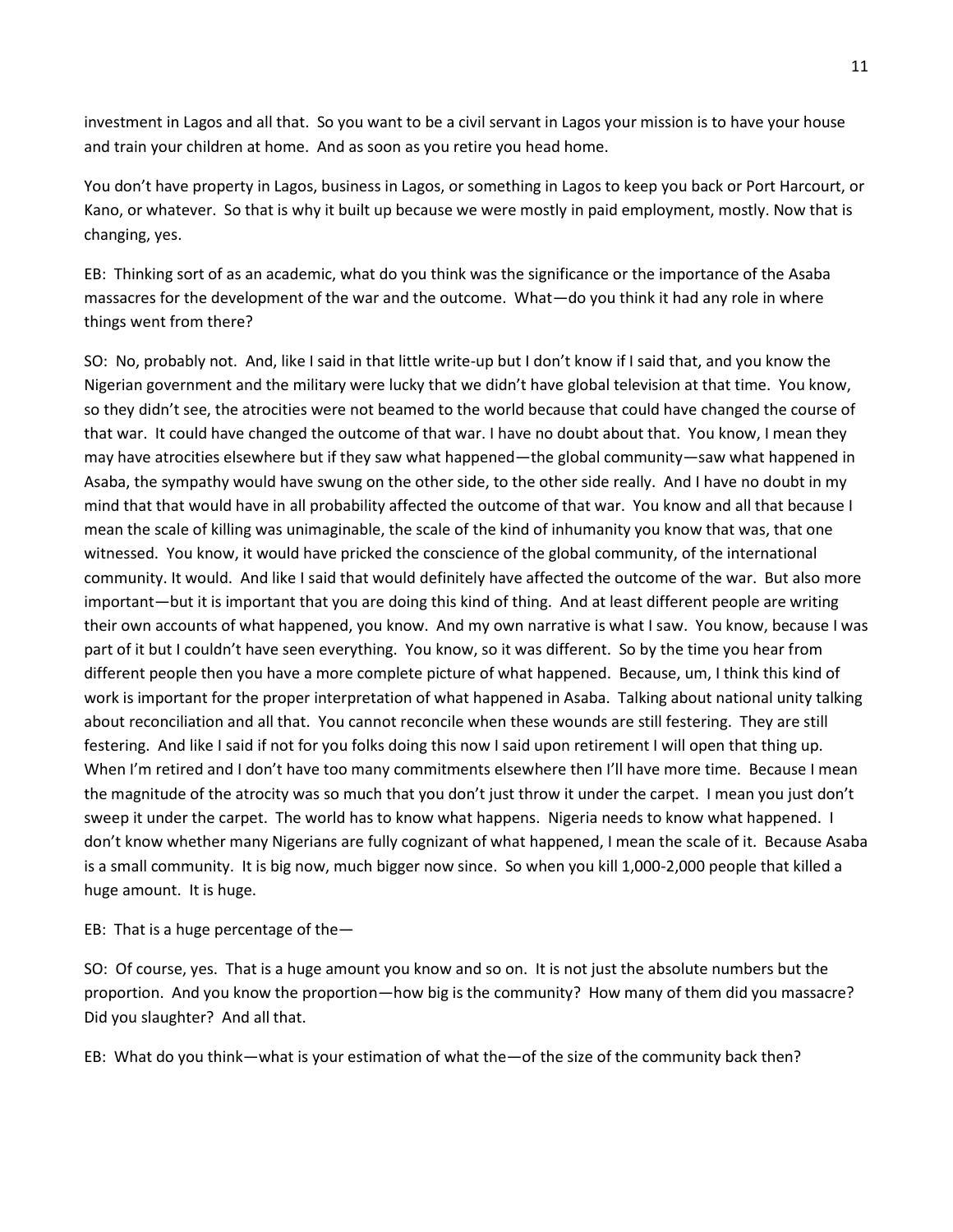investment in Lagos and all that. So you want to be a civil servant in Lagos your mission is to have your house and train your children at home. And as soon as you retire you head home.

You don't have property in Lagos, business in Lagos, or something in Lagos to keep you back or Port Harcourt, or Kano, or whatever. So that is why it built up because we were mostly in paid employment, mostly. Now that is changing, yes.

EB: Thinking sort of as an academic, what do you think was the significance or the importance of the Asaba massacres for the development of the war and the outcome. What—do you think it had any role in where things went from there?

SO: No, probably not. And, like I said in that little write-up but I don't know if I said that, and you know the Nigerian government and the military were lucky that we didn't have global television at that time. You know, so they didn't see, the atrocities were not beamed to the world because that could have changed the course of that war. It could have changed the outcome of that war. I have no doubt about that. You know, I mean they may have atrocities elsewhere but if they saw what happened—the global community—saw what happened in Asaba, the sympathy would have swung on the other side, to the other side really. And I have no doubt in my mind that that would have in all probability affected the outcome of that war. You know and all that because I mean the scale of killing was unimaginable, the scale of the kind of inhumanity you know that was, that one witnessed. You know, it would have pricked the conscience of the global community, of the international community. It would. And like I said that would definitely have affected the outcome of the war. But also more important—but it is important that you are doing this kind of thing. And at least different people are writing their own accounts of what happened, you know. And my own narrative is what I saw. You know, because I was part of it but I couldn't have seen everything. You know, so it was different. So by the time you hear from different people then you have a more complete picture of what happened. Because, um, I think this kind of work is important for the proper interpretation of what happened in Asaba. Talking about national unity talking about reconciliation and all that. You cannot reconcile when these wounds are still festering. They are still festering. And like I said if not for you folks doing this now I said upon retirement I will open that thing up. When I'm retired and I don't have too many commitments elsewhere then I'll have more time. Because I mean the magnitude of the atrocity was so much that you don't just throw it under the carpet. I mean you just don't sweep it under the carpet. The world has to know what happens. Nigeria needs to know what happened. I don't know whether many Nigerians are fully cognizant of what happened, I mean the scale of it. Because Asaba is a small community. It is big now, much bigger now since. So when you kill 1,000-2,000 people that killed a huge amount. It is huge.

EB: That is a huge percentage of the—

SO: Of course, yes. That is a huge amount you know and so on. It is not just the absolute numbers but the proportion. And you know the proportion—how big is the community? How many of them did you massacre? Did you slaughter? And all that.

EB: What do you think—what is your estimation of what the—of the size of the community back then?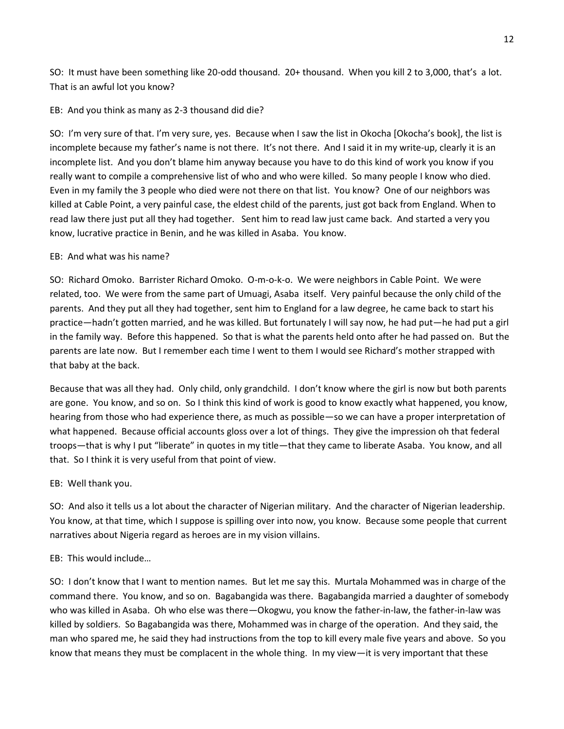SO: It must have been something like 20-odd thousand. 20+ thousand. When you kill 2 to 3,000, that's a lot. That is an awful lot you know?

EB: And you think as many as 2-3 thousand did die?

SO: I'm very sure of that. I'm very sure, yes. Because when I saw the list in Okocha [Okocha's book], the list is incomplete because my father's name is not there. It's not there. And I said it in my write-up, clearly it is an incomplete list. And you don't blame him anyway because you have to do this kind of work you know if you really want to compile a comprehensive list of who and who were killed. So many people I know who died. Even in my family the 3 people who died were not there on that list. You know? One of our neighbors was killed at Cable Point, a very painful case, the eldest child of the parents, just got back from England. When to read law there just put all they had together. Sent him to read law just came back. And started a very you know, lucrative practice in Benin, and he was killed in Asaba. You know.

EB: And what was his name?

SO: Richard Omoko. Barrister Richard Omoko. O-m-o-k-o. We were neighbors in Cable Point. We were related, too. We were from the same part of Umuagi, Asaba itself. Very painful because the only child of the parents. And they put all they had together, sent him to England for a law degree, he came back to start his practice—hadn't gotten married, and he was killed. But fortunately I will say now, he had put—he had put a girl in the family way. Before this happened. So that is what the parents held onto after he had passed on. But the parents are late now. But I remember each time I went to them I would see Richard's mother strapped with that baby at the back.

Because that was all they had. Only child, only grandchild. I don't know where the girl is now but both parents are gone. You know, and so on. So I think this kind of work is good to know exactly what happened, you know, hearing from those who had experience there, as much as possible—so we can have a proper interpretation of what happened. Because official accounts gloss over a lot of things. They give the impression oh that federal troops—that is why I put "liberate" in quotes in my title—that they came to liberate Asaba. You know, and all that. So I think it is very useful from that point of view.

EB: Well thank you.

SO: And also it tells us a lot about the character of Nigerian military. And the character of Nigerian leadership. You know, at that time, which I suppose is spilling over into now, you know. Because some people that current narratives about Nigeria regard as heroes are in my vision villains.

EB: This would include…

SO: I don't know that I want to mention names. But let me say this. Murtala Mohammed was in charge of the command there. You know, and so on. Bagabangida was there. Bagabangida married a daughter of somebody who was killed in Asaba. Oh who else was there—Okogwu, you know the father-in-law, the father-in-law was killed by soldiers. So Bagabangida was there, Mohammed was in charge of the operation. And they said, the man who spared me, he said they had instructions from the top to kill every male five years and above. So you know that means they must be complacent in the whole thing. In my view—it is very important that these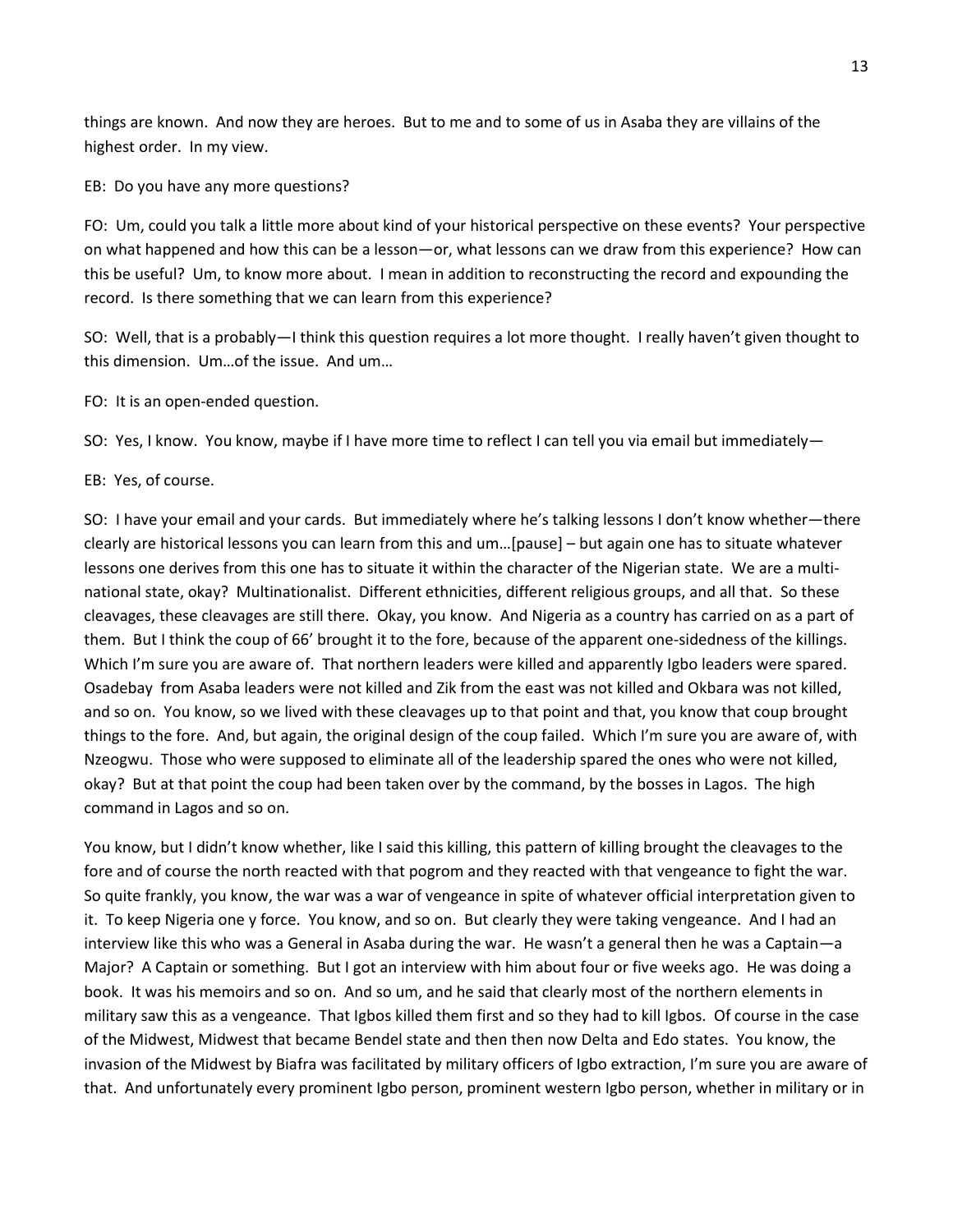things are known. And now they are heroes. But to me and to some of us in Asaba they are villains of the highest order. In my view.

EB: Do you have any more questions?

FO: Um, could you talk a little more about kind of your historical perspective on these events? Your perspective on what happened and how this can be a lesson—or, what lessons can we draw from this experience? How can this be useful? Um, to know more about. I mean in addition to reconstructing the record and expounding the record. Is there something that we can learn from this experience?

SO: Well, that is a probably—I think this question requires a lot more thought. I really haven't given thought to this dimension. Um…of the issue. And um…

FO: It is an open-ended question.

SO: Yes, I know. You know, maybe if I have more time to reflect I can tell you via email but immediately—

EB: Yes, of course.

SO: I have your email and your cards. But immediately where he's talking lessons I don't know whether—there clearly are historical lessons you can learn from this and um…[pause] – but again one has to situate whatever lessons one derives from this one has to situate it within the character of the Nigerian state. We are a multi-national state, okay? Multinationalist. Different ethnicities, different religious groups, and all that. So these cleavages, these cleavages are still there. Okay, you know. And Nigeria as a country has carried on as a part of them. But I think the coup of 66' brought it to the fore, because of the apparent one-sidedness of the killings. Which I'm sure you are aware of. That northern leaders were killed and apparently Igbo leaders were spared. Osadebay from Asaba leaders were not killed and Zik from the east was not killed and Okbara was not killed, and so on. You know, so we lived with these cleavages up to that point and that, you know that coup brought things to the fore. And, but again, the original design of the coup failed. Which I'm sure you are aware of, with Nzeogwu. Those who were supposed to eliminate all of the leadership spared the ones who were not killed, okay? But at that point the coup had been taken over by the command, by the bosses in Lagos. The high command in Lagos and so on.

You know, but I didn't know whether, like I said this killing, this pattern of killing brought the cleavages to the fore and of course the north reacted with that pogrom and they reacted with that vengeance to fight the war. So quite frankly, you know, the war was a war of vengeance in spite of whatever official interpretation given to it. To keep Nigeria one y force. You know, and so on. But clearly they were taking vengeance. And I had an interview like this who was a General in Asaba during the war. He wasn't a general then he was a Captain—a Major? A Captain or something. But I got an interview with him about four or five weeks ago. He was doing a book. It was his memoirs and so on. And so um, and he said that clearly most of the northern elements in military saw this as a vengeance. That Igbos killed them first and so they had to kill Igbos. Of course in the case of the Midwest, Midwest that became Bendel state and then then now Delta and Edo states. You know, the invasion of the Midwest by Biafra was facilitated by military officers of Igbo extraction, I'm sure you are aware of that. And unfortunately every prominent Igbo person, prominent western Igbo person, whether in military or in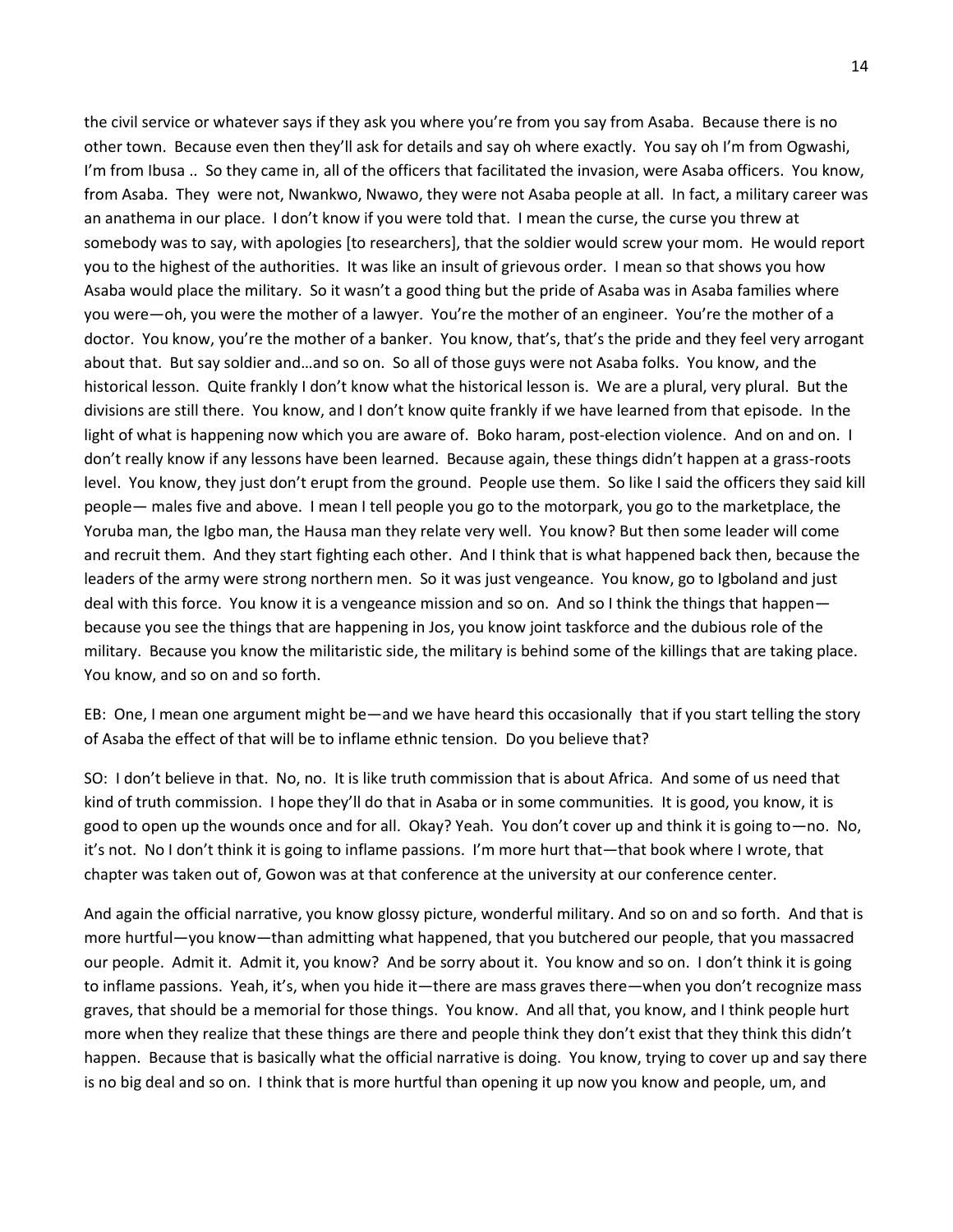the civil service or whatever says if they ask you where you're from you say from Asaba. Because there is no other town. Because even then they'll ask for details and say oh where exactly. You say oh I'm from Ogwashi, I'm from Ibusa .. So they came in, all of the officers that facilitated the invasion, were Asaba officers. You know, from Asaba. They were not, Nwankwo, Nwawo, they were not Asaba people at all. In fact, a military career was an anathema in our place. I don't know if you were told that. I mean the curse, the curse you threw at somebody was to say, with apologies [to researchers], that the soldier would screw your mom. He would report you to the highest of the authorities. It was like an insult of grievous order. I mean so that shows you how Asaba would place the military. So it wasn't a good thing but the pride of Asaba was in Asaba families where you were—oh, you were the mother of a lawyer. You're the mother of an engineer. You're the mother of a doctor. You know, you're the mother of a banker. You know, that's, that's the pride and they feel very arrogant about that. But say soldier and…and so on. So all of those guys were not Asaba folks. You know, and the historical lesson. Quite frankly I don't know what the historical lesson is. We are a plural, very plural. But the divisions are still there. You know, and I don't know quite frankly if we have learned from that episode. In the light of what is happening now which you are aware of. Boko haram, post-election violence. And on and on. I don't really know if any lessons have been learned. Because again, these things didn't happen at a grass-roots level. You know, they just don't erupt from the ground. People use them. So like I said the officers they said kill people— males five and above. I mean I tell people you go to the motorpark, you go to the marketplace, the Yoruba man, the Igbo man, the Hausa man they relate very well. You know? But then some leader will come and recruit them. And they start fighting each other. And I think that is what happened back then, because the leaders of the army were strong northern men. So it was just vengeance. You know, go to Igboland and just deal with this force. You know it is a vengeance mission and so on. And so I think the things that happen—because you see the things that are happening in Jos, you know joint taskforce and the dubious role of the military. Because you know the militaristic side, the military is behind some of the killings that are taking place. You know, and so on and so forth.

EB: One, I mean one argument might be—and we have heard this occasionally that if you start telling the story of Asaba the effect of that will be to inflame ethnic tension. Do you believe that?

SO: I don't believe in that. No, no. It is like truth commission that is about Africa. And some of us need that kind of truth commission. I hope they'll do that in Asaba or in some communities. It is good, you know, it is good to open up the wounds once and for all. Okay? Yeah. You don't cover up and think it is going to—no. No, it's not. No I don't think it is going to inflame passions. I'm more hurt that—that book where I wrote, that chapter was taken out of, Gowon was at that conference at the university at our conference center.

And again the official narrative, you know glossy picture, wonderful military. And so on and so forth. And that is more hurtful—you know—than admitting what happened, that you butchered our people, that you massacred our people. Admit it. Admit it, you know? And be sorry about it. You know and so on. I don't think it is going to inflame passions. Yeah, it's, when you hide it—there are mass graves there—when you don't recognize mass graves, that should be a memorial for those things. You know. And all that, you know, and I think people hurt more when they realize that these things are there and people think they don't exist that they think this didn't happen. Because that is basically what the official narrative is doing. You know, trying to cover up and say there is no big deal and so on. I think that is more hurtful than opening it up now you know and people, um, and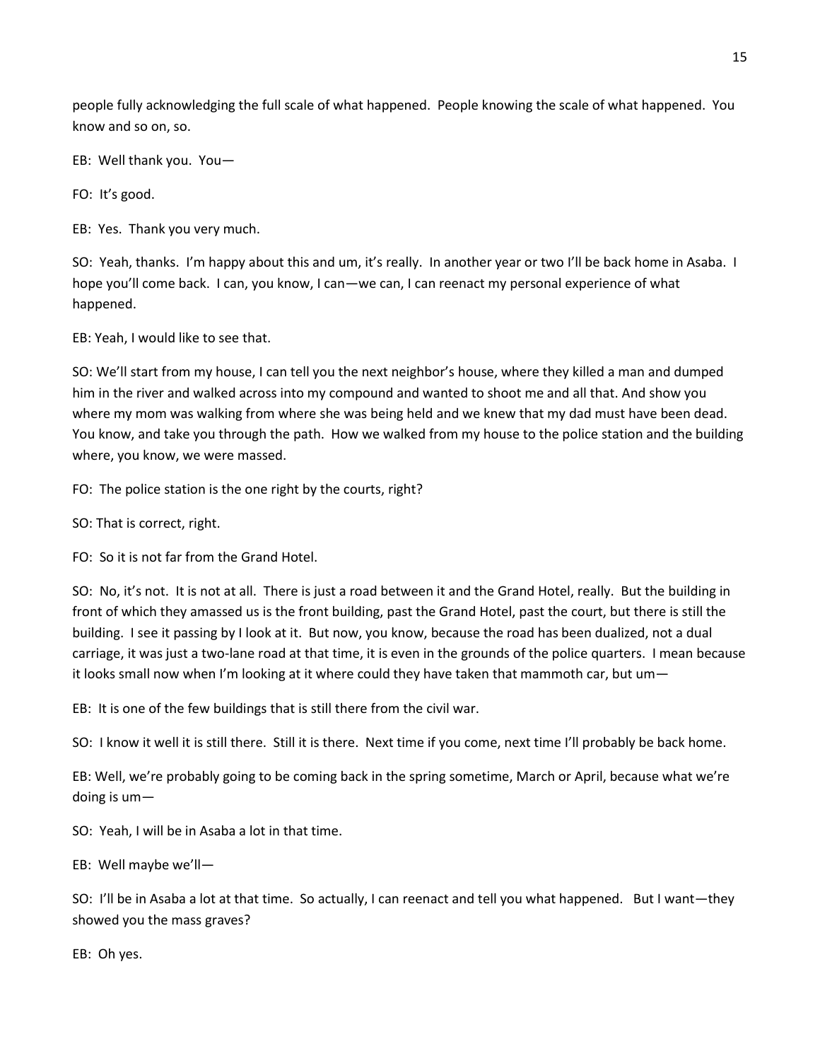people fully acknowledging the full scale of what happened. People knowing the scale of what happened. You know and so on, so.

EB: Well thank you. You—

FO: It's good.

EB: Yes. Thank you very much.

SO: Yeah, thanks. I'm happy about this and um, it's really. In another year or two I'll be back home in Asaba. I hope you'll come back. I can, you know, I can—we can, I can reenact my personal experience of what happened.

EB: Yeah, I would like to see that.

SO: We'll start from my house, I can tell you the next neighbor's house, where they killed a man and dumped him in the river and walked across into my compound and wanted to shoot me and all that. And show you where my mom was walking from where she was being held and we knew that my dad must have been dead. You know, and take you through the path. How we walked from my house to the police station and the building where, you know, we were massed.

FO: The police station is the one right by the courts, right?

SO: That is correct, right.

FO: So it is not far from the Grand Hotel.

SO: No, it's not. It is not at all. There is just a road between it and the Grand Hotel, really. But the building in front of which they amassed us is the front building, past the Grand Hotel, past the court, but there is still the building. I see it passing by I look at it. But now, you know, because the road has been dualized, not a dual carriage, it was just a two-lane road at that time, it is even in the grounds of the police quarters. I mean because it looks small now when I'm looking at it where could they have taken that mammoth car, but um—

EB: It is one of the few buildings that is still there from the civil war.

SO: I know it well it is still there. Still it is there. Next time if you come, next time I'll probably be back home.

EB: Well, we're probably going to be coming back in the spring sometime, March or April, because what we're doing is um—

SO: Yeah, I will be in Asaba a lot in that time.

EB: Well maybe we'll—

SO: I'll be in Asaba a lot at that time. So actually, I can reenact and tell you what happened. But I want—they showed you the mass graves?

EB: Oh yes.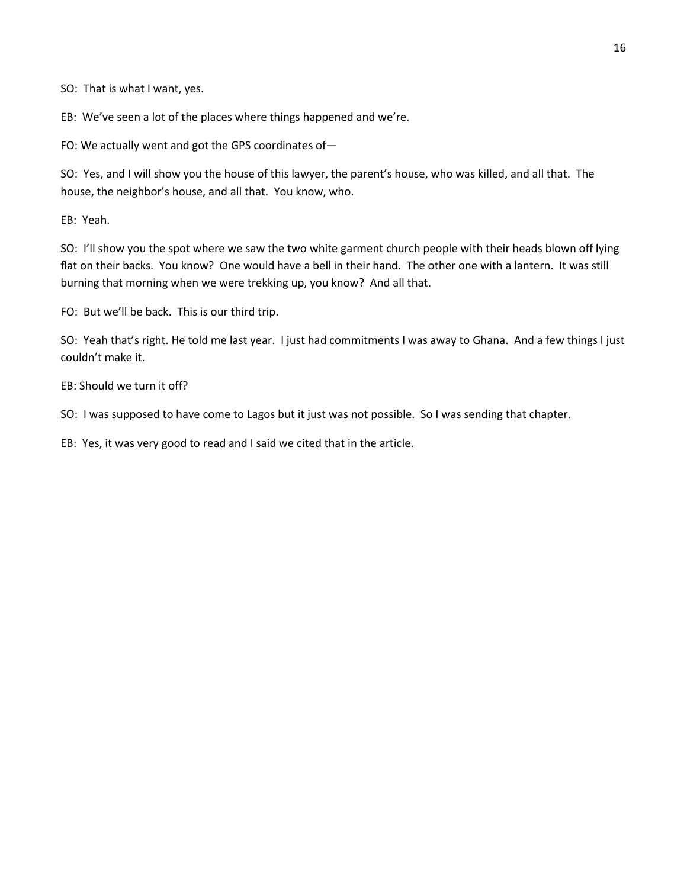SO: That is what I want, yes.

EB: We've seen a lot of the places where things happened and we're.

FO: We actually went and got the GPS coordinates of—

SO: Yes, and I will show you the house of this lawyer, the parent's house, who was killed, and all that. The house, the neighbor's house, and all that. You know, who.

EB: Yeah.

SO: I'll show you the spot where we saw the two white garment church people with their heads blown off lying flat on their backs. You know? One would have a bell in their hand. The other one with a lantern. It was still burning that morning when we were trekking up, you know? And all that.

FO: But we'll be back. This is our third trip.

SO: Yeah that's right. He told me last year. I just had commitments I was away to Ghana. And a few things I just couldn't make it.

EB: Should we turn it off?

SO: I was supposed to have come to Lagos but it just was not possible. So I was sending that chapter.

EB: Yes, it was very good to read and I said we cited that in the article.